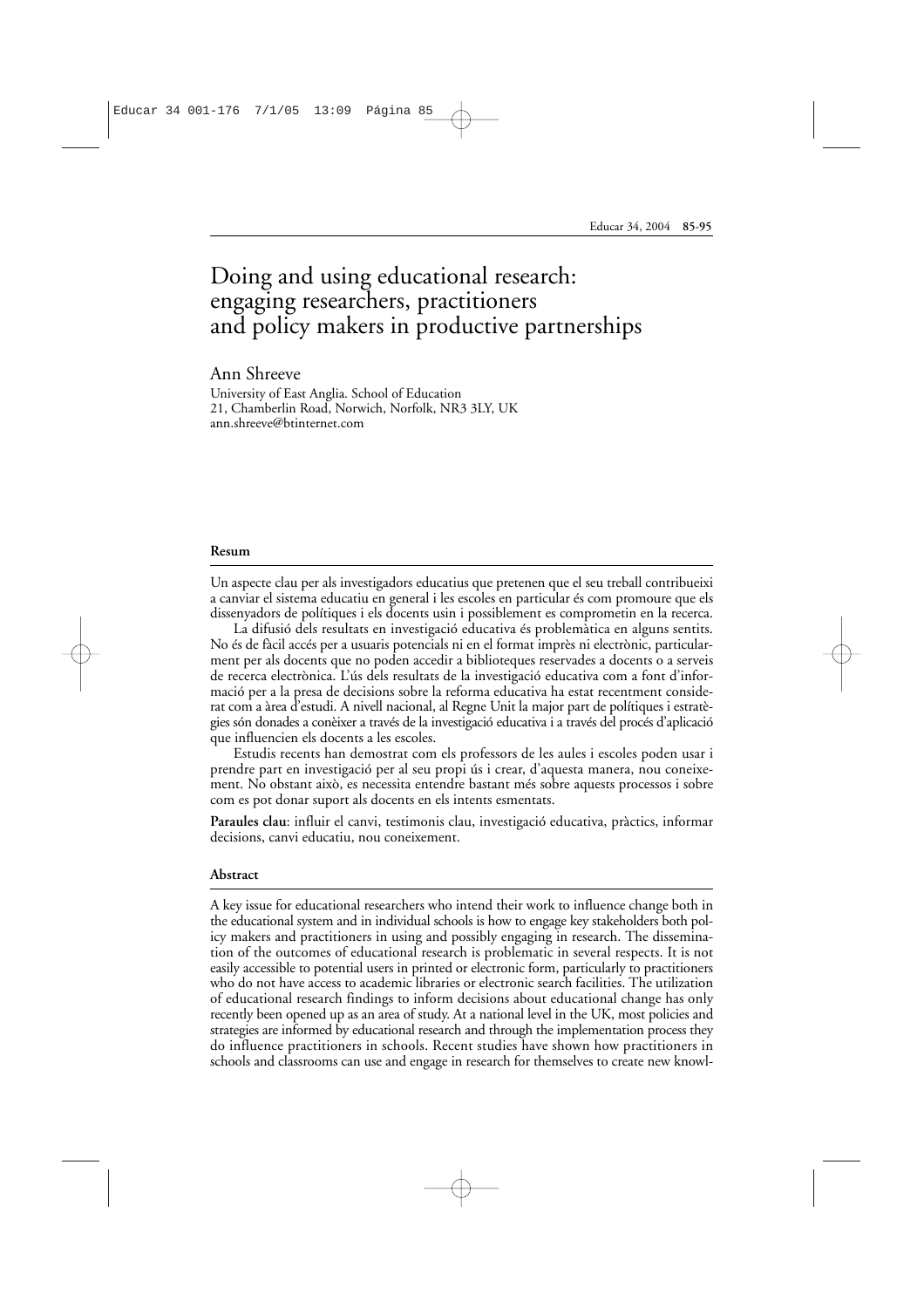# Doing and using educational research: engaging researchers, practitioners and policy makers in productive partnerships

Ann Shreeve

University of East Anglia. School of Education
21, Chamberlin Road, Norwich, Norfolk, NR3 3LY, UK
ann.shreeve@btinternet.com

## Resum

Un aspecte clau per als investigadors educatius que pretenen que el seu treball contribueixi a canviar el sistema educatiu en general i les escoles en particular és com promoure que els dissenyadors de polítiques i els docents usin i possiblement es comprometin en la recerca.

La difusió dels resultats en investigació educativa és problemàtica en alguns sentits. No és de fàcil accés per a usuaris potencials ni en el format imprès ni electrònic, particularment per als docents que no poden accedir a biblioteques reservades a docents o a serveis de recerca electrònica. L'ús dels resultats de la investigació educativa com a font d'informació per a la presa de decisions sobre la reforma educativa ha estat recentment considerat com a àrea d'estudi. A nivell nacional, al Regne Unit la major part de polítiques i estratègies són donades a conèixer a través de la investigació educativa i a través del procés d'aplicació que influencien els docents a les escoles.

Estudis recents han demostrat com els professors de les aules i escoles poden usar i prendre part en investigació per al seu propi ús i crear, d'aquesta manera, nou coneixement. No obstant això, es necessita entendre bastant més sobre aquests processos i sobre com es pot donar suport als docents en els intents esmentats.

**Paraules clau**: influir el canvi, testimonis clau, investigació educativa, pràctics, informar decisions, canvi educatiu, nou coneixement.

## Abstract

A key issue for educational researchers who intend their work to influence change both in the educational system and in individual schools is how to engage key stakeholders both policy makers and practitioners in using and possibly engaging in research. The dissemination of the outcomes of educational research is problematic in several respects. It is not easily accessible to potential users in printed or electronic form, particularly to practitioners who do not have access to academic libraries or electronic search facilities. The utilization of educational research findings to inform decisions about educational change has only recently been opened up as an area of study. At a national level in the UK, most policies and strategies are informed by educational research and through the implementation process they do influence practitioners in schools. Recent studies have shown how practitioners in schools and classrooms can use and engage in research for themselves to create new knowl-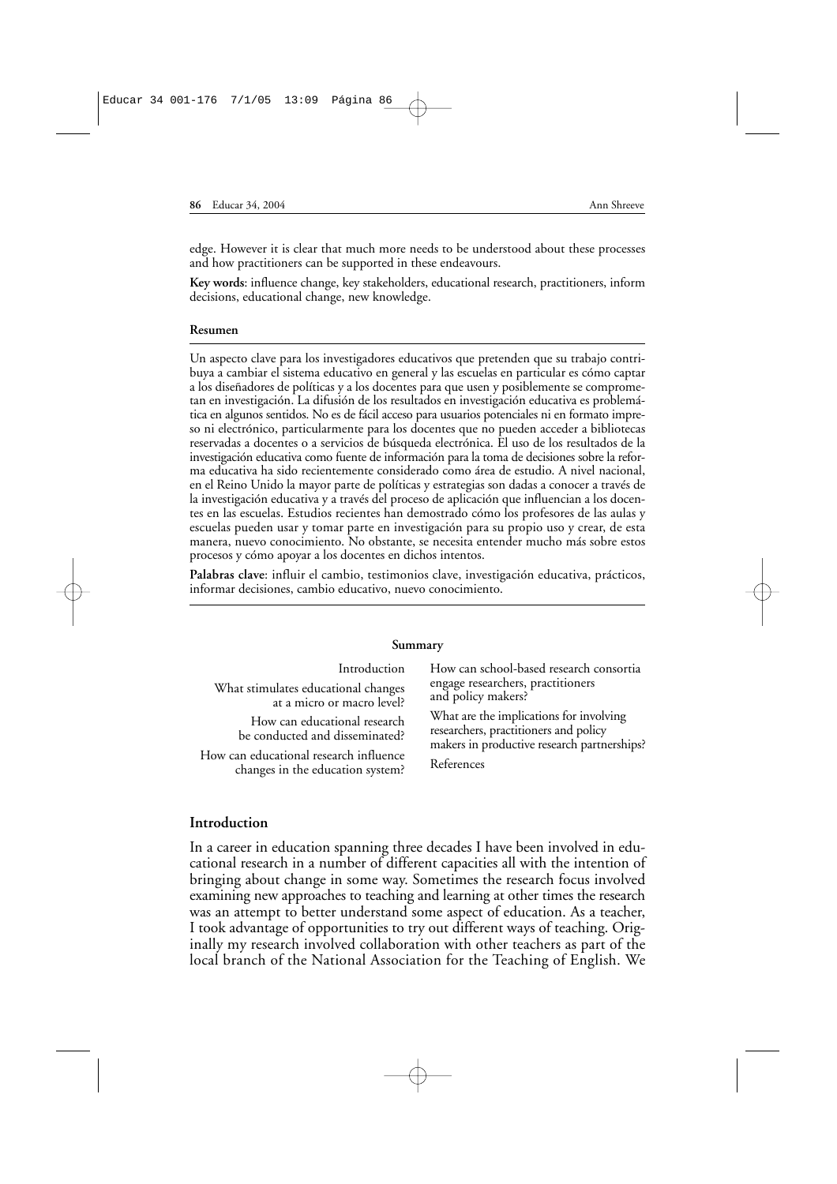edge. However it is clear that much more needs to be understood about these processes and how practitioners can be supported in these endeavours.

**Key words**: influence change, key stakeholders, educational research, practitioners, inform decisions, educational change, new knowledge.

**Resumen**

Un aspecto clave para los investigadores educativos que pretenden que su trabajo contribuya a cambiar el sistema educativo en general y las escuelas en particular es cómo captar a los diseñadores de políticas y a los docentes para que usen y posiblemente se comprometan en investigación. La difusión de los resultados en investigación educativa es problemática en algunos sentidos. No es de fácil acceso para usuarios potenciales ni en formato impreso ni electrónico, particularmente para los docentes que no pueden acceder a bibliotecas reservadas a docentes o a servicios de búsqueda electrónica. El uso de los resultados de la investigación educativa como fuente de información para la toma de decisiones sobre la reforma educativa ha sido recientemente considerado como área de estudio. A nivel nacional, en el Reino Unido la mayor parte de políticas y estrategias son dadas a conocer a través de la investigación educativa y a través del proceso de aplicación que influencian a los docentes en las escuelas. Estudios recientes han demostrado cómo los profesores de las aulas y escuelas pueden usar y tomar parte en investigación para su propio uso y crear, de esta manera, nuevo conocimiento. No obstante, se necesita entender mucho más sobre estos procesos y cómo apoyar a los docentes en dichos intentos.

**Palabras clave**: influir el cambio, testimonios clave, investigación educativa, prácticos, informar decisiones, cambio educativo, nuevo conocimiento.

**Summary**

- Introduction
- What stimulates educational changes at a micro or macro level?
- How can educational research be conducted and disseminated?
- How can educational research influence changes in the education system?
- How can school-based research consortia engage researchers, practitioners and policy makers?
- What are the implications for involving researchers, practitioners and policy makers in productive research partnerships?
- References

## Introduction

In a career in education spanning three decades I have been involved in educational research in a number of different capacities all with the intention of bringing about change in some way. Sometimes the research focus involved examining new approaches to teaching and learning at other times the research was an attempt to better understand some aspect of education. As a teacher, I took advantage of opportunities to try out different ways of teaching. Originally my research involved collaboration with other teachers as part of the local branch of the National Association for the Teaching of English. We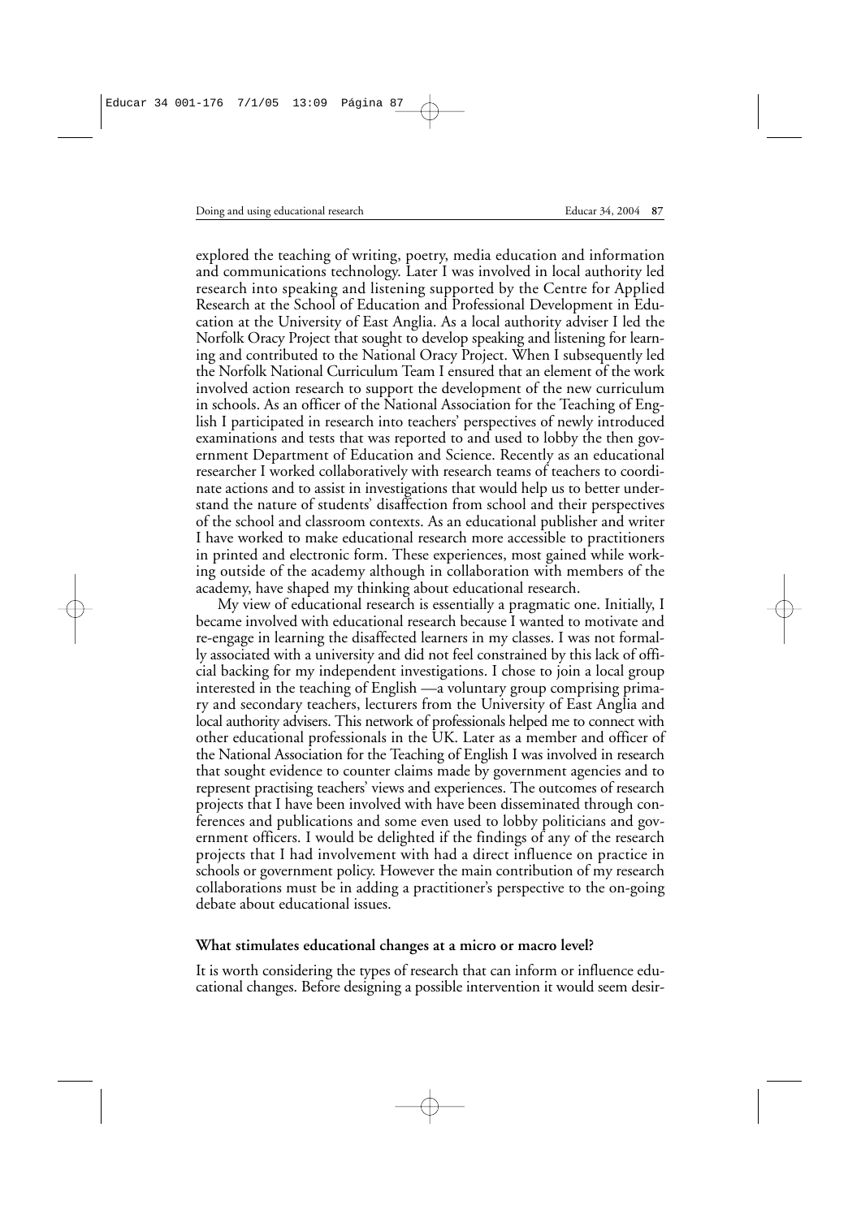explored the teaching of writing, poetry, media education and information and communications technology. Later I was involved in local authority led research into speaking and listening supported by the Centre for Applied Research at the School of Education and Professional Development in Education at the University of East Anglia. As a local authority adviser I led the Norfolk Oracy Project that sought to develop speaking and listening for learning and contributed to the National Oracy Project. When I subsequently led the Norfolk National Curriculum Team I ensured that an element of the work involved action research to support the development of the new curriculum in schools. As an officer of the National Association for the Teaching of English I participated in research into teachers' perspectives of newly introduced examinations and tests that was reported to and used to lobby the then government Department of Education and Science. Recently as an educational researcher I worked collaboratively with research teams of teachers to coordinate actions and to assist in investigations that would help us to better understand the nature of students' disaffection from school and their perspectives of the school and classroom contexts. As an educational publisher and writer I have worked to make educational research more accessible to practitioners in printed and electronic form. These experiences, most gained while working outside of the academy although in collaboration with members of the academy, have shaped my thinking about educational research.

My view of educational research is essentially a pragmatic one. Initially, I became involved with educational research because I wanted to motivate and re-engage in learning the disaffected learners in my classes. I was not formally associated with a university and did not feel constrained by this lack of official backing for my independent investigations. I chose to join a local group interested in the teaching of English —a voluntary group comprising primary and secondary teachers, lecturers from the University of East Anglia and local authority advisers. This network of professionals helped me to connect with other educational professionals in the UK. Later as a member and officer of the National Association for the Teaching of English I was involved in research that sought evidence to counter claims made by government agencies and to represent practising teachers' views and experiences. The outcomes of research projects that I have been involved with have been disseminated through conferences and publications and some even used to lobby politicians and government officers. I would be delighted if the findings of any of the research projects that I had involvement with had a direct influence on practice in schools or government policy. However the main contribution of my research collaborations must be in adding a practitioner's perspective to the on-going debate about educational issues.

**What stimulates educational changes at a micro or macro level?**

It is worth considering the types of research that can inform or influence educational changes. Before designing a possible intervention it would seem desir-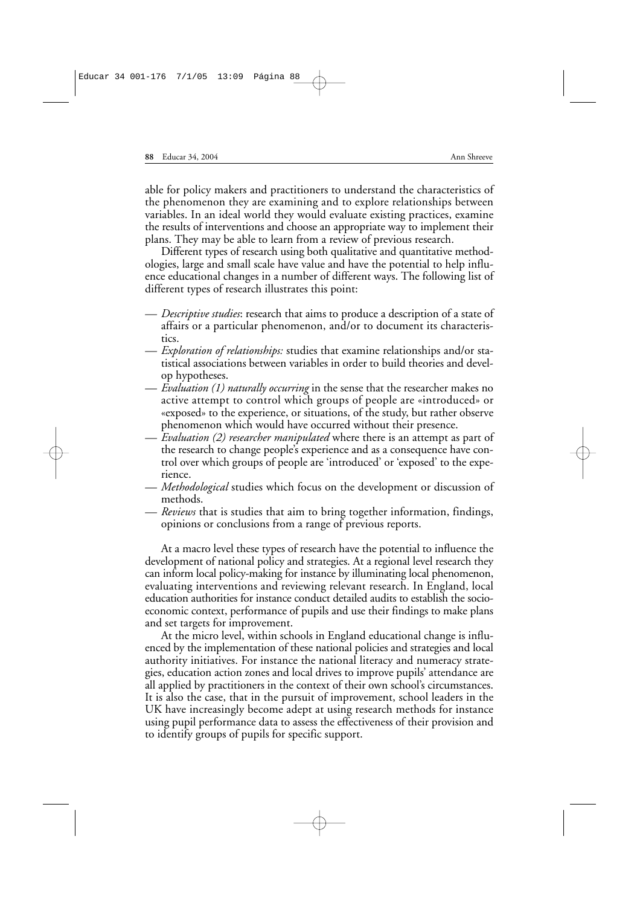able for policy makers and practitioners to understand the characteristics of the phenomenon they are examining and to explore relationships between variables. In an ideal world they would evaluate existing practices, examine the results of interventions and choose an appropriate way to implement their plans. They may be able to learn from a review of previous research.

Different types of research using both qualitative and quantitative methodologies, large and small scale have value and have the potential to help influence educational changes in a number of different ways. The following list of different types of research illustrates this point:

- *Descriptive studies*: research that aims to produce a description of a state of affairs or a particular phenomenon, and/or to document its characteristics.
- *Exploration of relationships:* studies that examine relationships and/or statistical associations between variables in order to build theories and develop hypotheses.
- *Evaluation (1) naturally occurring* in the sense that the researcher makes no active attempt to control which groups of people are «introduced» or «exposed» to the experience, or situations, of the study, but rather observe phenomenon which would have occurred without their presence.
- *Evaluation (2) researcher manipulated* where there is an attempt as part of the research to change people's experience and as a consequence have control over which groups of people are 'introduced' or 'exposed' to the experience.
- *Methodological* studies which focus on the development or discussion of methods.
- *Reviews* that is studies that aim to bring together information, findings, opinions or conclusions from a range of previous reports.

At a macro level these types of research have the potential to influence the development of national policy and strategies. At a regional level research they can inform local policy-making for instance by illuminating local phenomenon, evaluating interventions and reviewing relevant research. In England, local education authorities for instance conduct detailed audits to establish the socioeconomic context, performance of pupils and use their findings to make plans and set targets for improvement.

At the micro level, within schools in England educational change is influenced by the implementation of these national policies and strategies and local authority initiatives. For instance the national literacy and numeracy strategies, education action zones and local drives to improve pupils' attendance are all applied by practitioners in the context of their own school's circumstances. It is also the case, that in the pursuit of improvement, school leaders in the UK have increasingly become adept at using research methods for instance using pupil performance data to assess the effectiveness of their provision and to identify groups of pupils for specific support.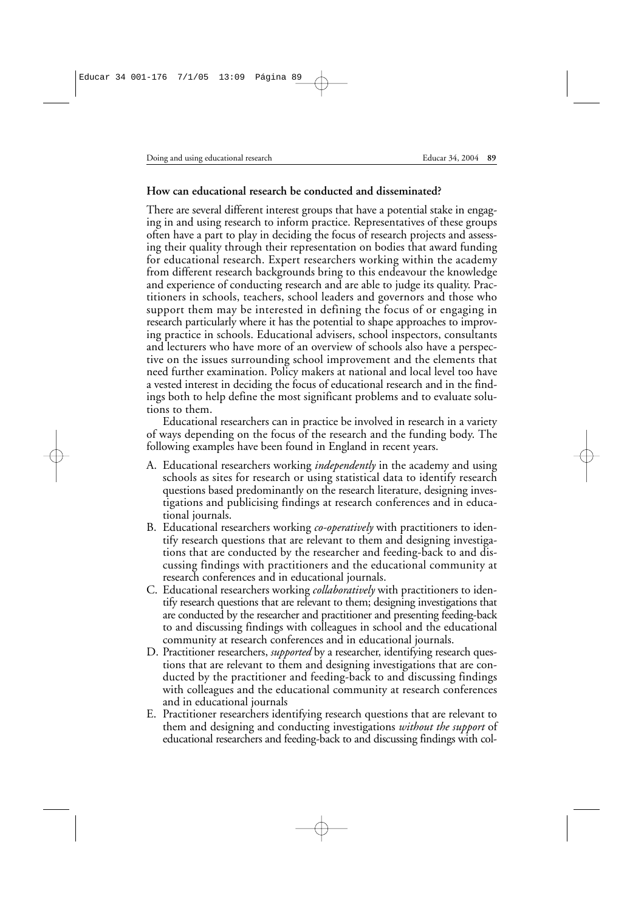**How can educational research be conducted and disseminated?**

There are several different interest groups that have a potential stake in engaging in and using research to inform practice. Representatives of these groups often have a part to play in deciding the focus of research projects and assessing their quality through their representation on bodies that award funding for educational research. Expert researchers working within the academy from different research backgrounds bring to this endeavour the knowledge and experience of conducting research and are able to judge its quality. Practitioners in schools, teachers, school leaders and governors and those who support them may be interested in defining the focus of or engaging in research particularly where it has the potential to shape approaches to improving practice in schools. Educational advisers, school inspectors, consultants and lecturers who have more of an overview of schools also have a perspective on the issues surrounding school improvement and the elements that need further examination. Policy makers at national and local level too have a vested interest in deciding the focus of educational research and in the findings both to help define the most significant problems and to evaluate solutions to them.

Educational researchers can in practice be involved in research in a variety of ways depending on the focus of the research and the funding body. The following examples have been found in England in recent years.

A. Educational researchers working *independently* in the academy and using schools as sites for research or using statistical data to identify research questions based predominantly on the research literature, designing investigations and publicising findings at research conferences and in educational journals.
B. Educational researchers working *co-operatively* with practitioners to identify research questions that are relevant to them and designing investigations that are conducted by the researcher and feeding-back to and discussing findings with practitioners and the educational community at research conferences and in educational journals.
C. Educational researchers working *collaboratively* with practitioners to identify research questions that are relevant to them; designing investigations that are conducted by the researcher and practitioner and presenting feeding-back to and discussing findings with colleagues in school and the educational community at research conferences and in educational journals.
D. Practitioner researchers, *supported* by a researcher, identifying research questions that are relevant to them and designing investigations that are conducted by the practitioner and feeding-back to and discussing findings with colleagues and the educational community at research conferences and in educational journals
E. Practitioner researchers identifying research questions that are relevant to them and designing and conducting investigations *without the support* of educational researchers and feeding-back to and discussing findings with col-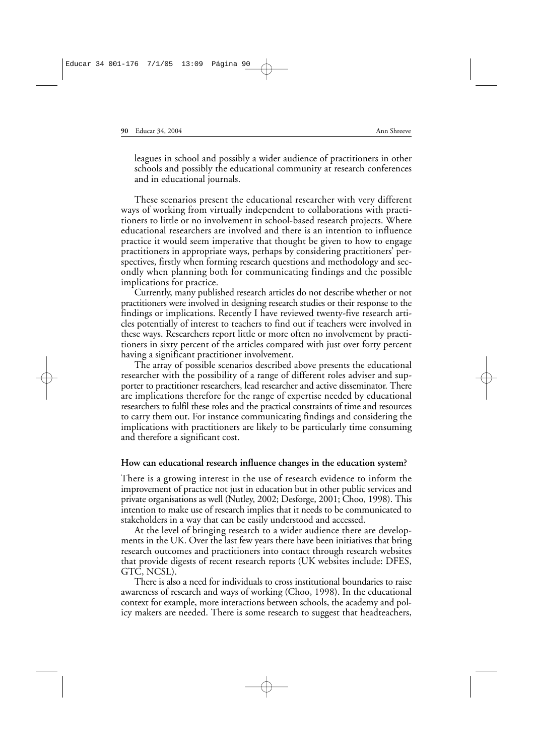leagues in school and possibly a wider audience of practitioners in other schools and possibly the educational community at research conferences and in educational journals.

These scenarios present the educational researcher with very different ways of working from virtually independent to collaborations with practitioners to little or no involvement in school-based research projects. Where educational researchers are involved and there is an intention to influence practice it would seem imperative that thought be given to how to engage practitioners in appropriate ways, perhaps by considering practitioners' perspectives, firstly when forming research questions and methodology and secondly when planning both for communicating findings and the possible implications for practice.

Currently, many published research articles do not describe whether or not practitioners were involved in designing research studies or their response to the findings or implications. Recently I have reviewed twenty-five research articles potentially of interest to teachers to find out if teachers were involved in these ways. Researchers report little or more often no involvement by practitioners in sixty percent of the articles compared with just over forty percent having a significant practitioner involvement.

The array of possible scenarios described above presents the educational researcher with the possibility of a range of different roles adviser and supporter to practitioner researchers, lead researcher and active disseminator. There are implications therefore for the range of expertise needed by educational researchers to fulfil these roles and the practical constraints of time and resources to carry them out. For instance communicating findings and considering the implications with practitioners are likely to be particularly time consuming and therefore a significant cost.

**How can educational research influence changes in the education system?**

There is a growing interest in the use of research evidence to inform the improvement of practice not just in education but in other public services and private organisations as well (Nutley, 2002; Desforge, 2001; Choo, 1998). This intention to make use of research implies that it needs to be communicated to stakeholders in a way that can be easily understood and accessed.

At the level of bringing research to a wider audience there are developments in the UK. Over the last few years there have been initiatives that bring research outcomes and practitioners into contact through research websites that provide digests of recent research reports (UK websites include: DFES, GTC, NCSL).

There is also a need for individuals to cross institutional boundaries to raise awareness of research and ways of working (Choo, 1998). In the educational context for example, more interactions between schools, the academy and policy makers are needed. There is some research to suggest that headteachers,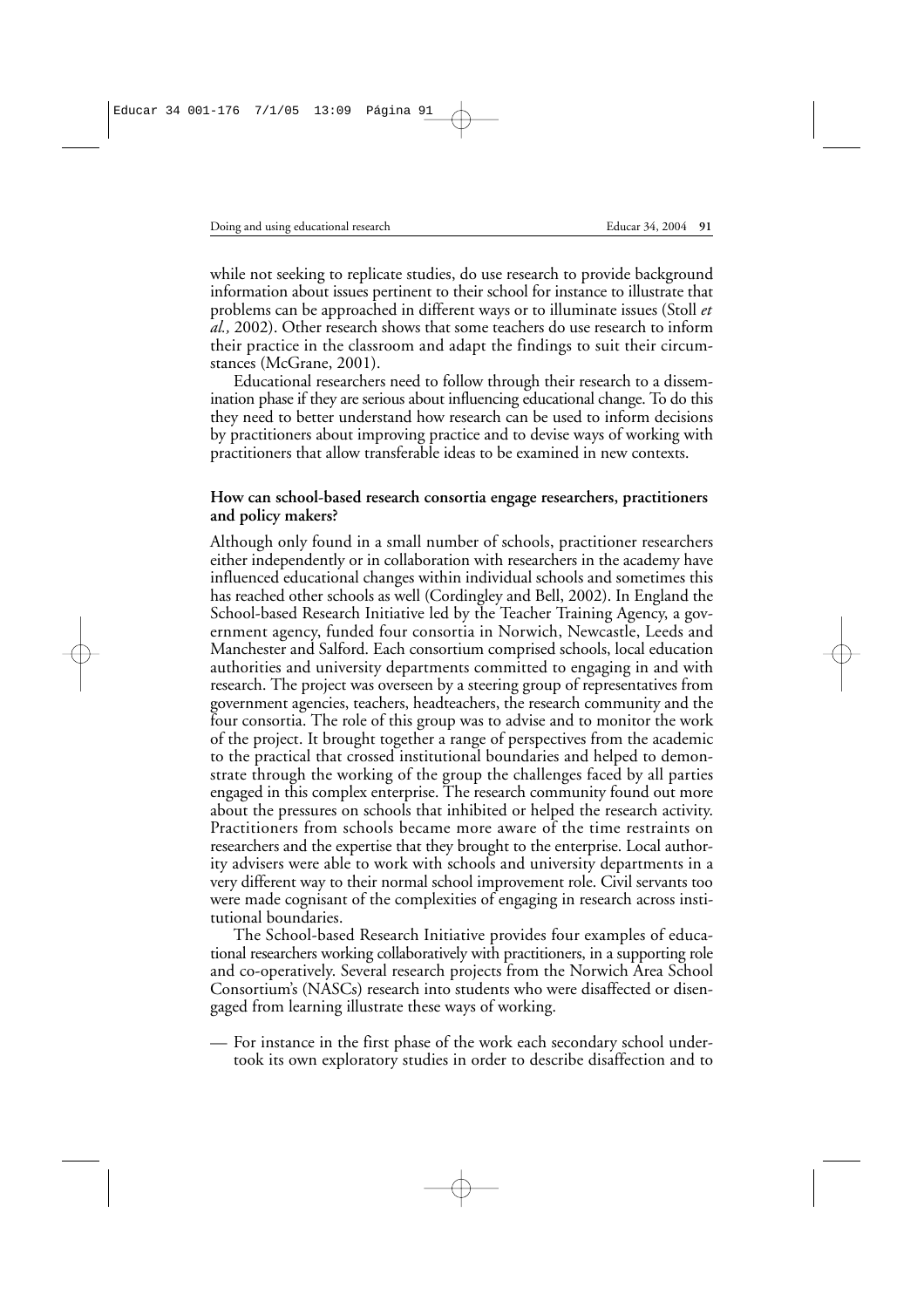while not seeking to replicate studies, do use research to provide background information about issues pertinent to their school for instance to illustrate that problems can be approached in different ways or to illuminate issues (Stoll *et al.,* 2002). Other research shows that some teachers do use research to inform their practice in the classroom and adapt the findings to suit their circumstances (McGrane, 2001).

Educational researchers need to follow through their research to a dissemination phase if they are serious about influencing educational change. To do this they need to better understand how research can be used to inform decisions by practitioners about improving practice and to devise ways of working with practitioners that allow transferable ideas to be examined in new contexts.

**How can school-based research consortia engage researchers, practitioners and policy makers?**

Although only found in a small number of schools, practitioner researchers either independently or in collaboration with researchers in the academy have influenced educational changes within individual schools and sometimes this has reached other schools as well (Cordingley and Bell, 2002). In England the School-based Research Initiative led by the Teacher Training Agency, a government agency, funded four consortia in Norwich, Newcastle, Leeds and Manchester and Salford. Each consortium comprised schools, local education authorities and university departments committed to engaging in and with research. The project was overseen by a steering group of representatives from government agencies, teachers, headteachers, the research community and the four consortia. The role of this group was to advise and to monitor the work of the project. It brought together a range of perspectives from the academic to the practical that crossed institutional boundaries and helped to demonstrate through the working of the group the challenges faced by all parties engaged in this complex enterprise. The research community found out more about the pressures on schools that inhibited or helped the research activity. Practitioners from schools became more aware of the time restraints on researchers and the expertise that they brought to the enterprise. Local authority advisers were able to work with schools and university departments in a very different way to their normal school improvement role. Civil servants too were made cognisant of the complexities of engaging in research across institutional boundaries.

The School-based Research Initiative provides four examples of educational researchers working collaboratively with practitioners, in a supporting role and co-operatively. Several research projects from the Norwich Area School Consortium's (NASCs) research into students who were disaffected or disengaged from learning illustrate these ways of working.

— For instance in the first phase of the work each secondary school undertook its own exploratory studies in order to describe disaffection and to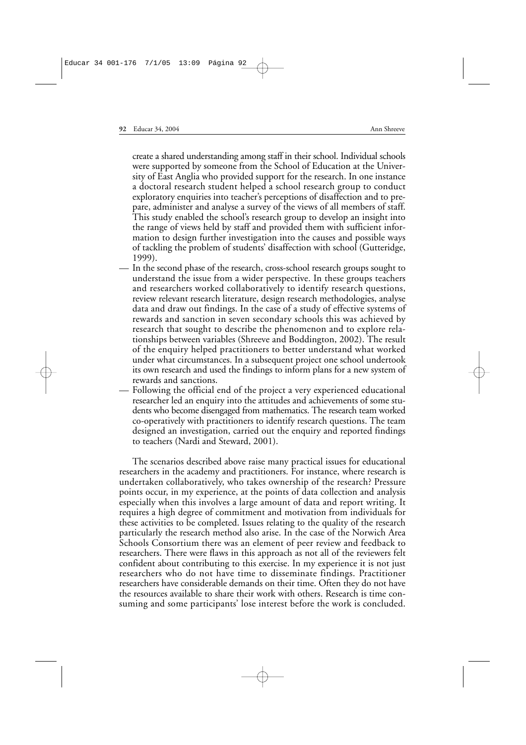create a shared understanding among staff in their school. Individual schools were supported by someone from the School of Education at the University of East Anglia who provided support for the research. In one instance a doctoral research student helped a school research group to conduct exploratory enquiries into teacher's perceptions of disaffection and to prepare, administer and analyse a survey of the views of all members of staff. This study enabled the school's research group to develop an insight into the range of views held by staff and provided them with sufficient information to design further investigation into the causes and possible ways of tackling the problem of students' disaffection with school (Gutteridge, 1999).

— In the second phase of the research, cross-school research groups sought to understand the issue from a wider perspective. In these groups teachers and researchers worked collaboratively to identify research questions, review relevant research literature, design research methodologies, analyse data and draw out findings. In the case of a study of effective systems of rewards and sanction in seven secondary schools this was achieved by research that sought to describe the phenomenon and to explore relationships between variables (Shreeve and Boddington, 2002). The result of the enquiry helped practitioners to better understand what worked under what circumstances. In a subsequent project one school undertook its own research and used the findings to inform plans for a new system of rewards and sanctions.

— Following the official end of the project a very experienced educational researcher led an enquiry into the attitudes and achievements of some students who become disengaged from mathematics. The research team worked co-operatively with practitioners to identify research questions. The team designed an investigation, carried out the enquiry and reported findings to teachers (Nardi and Steward, 2001).

The scenarios described above raise many practical issues for educational researchers in the academy and practitioners. For instance, where research is undertaken collaboratively, who takes ownership of the research? Pressure points occur, in my experience, at the points of data collection and analysis especially when this involves a large amount of data and report writing. It requires a high degree of commitment and motivation from individuals for these activities to be completed. Issues relating to the quality of the research particularly the research method also arise. In the case of the Norwich Area Schools Consortium there was an element of peer review and feedback to researchers. There were flaws in this approach as not all of the reviewers felt confident about contributing to this exercise. In my experience it is not just researchers who do not have time to disseminate findings. Practitioner researchers have considerable demands on their time. Often they do not have the resources available to share their work with others. Research is time consuming and some participants' lose interest before the work is concluded.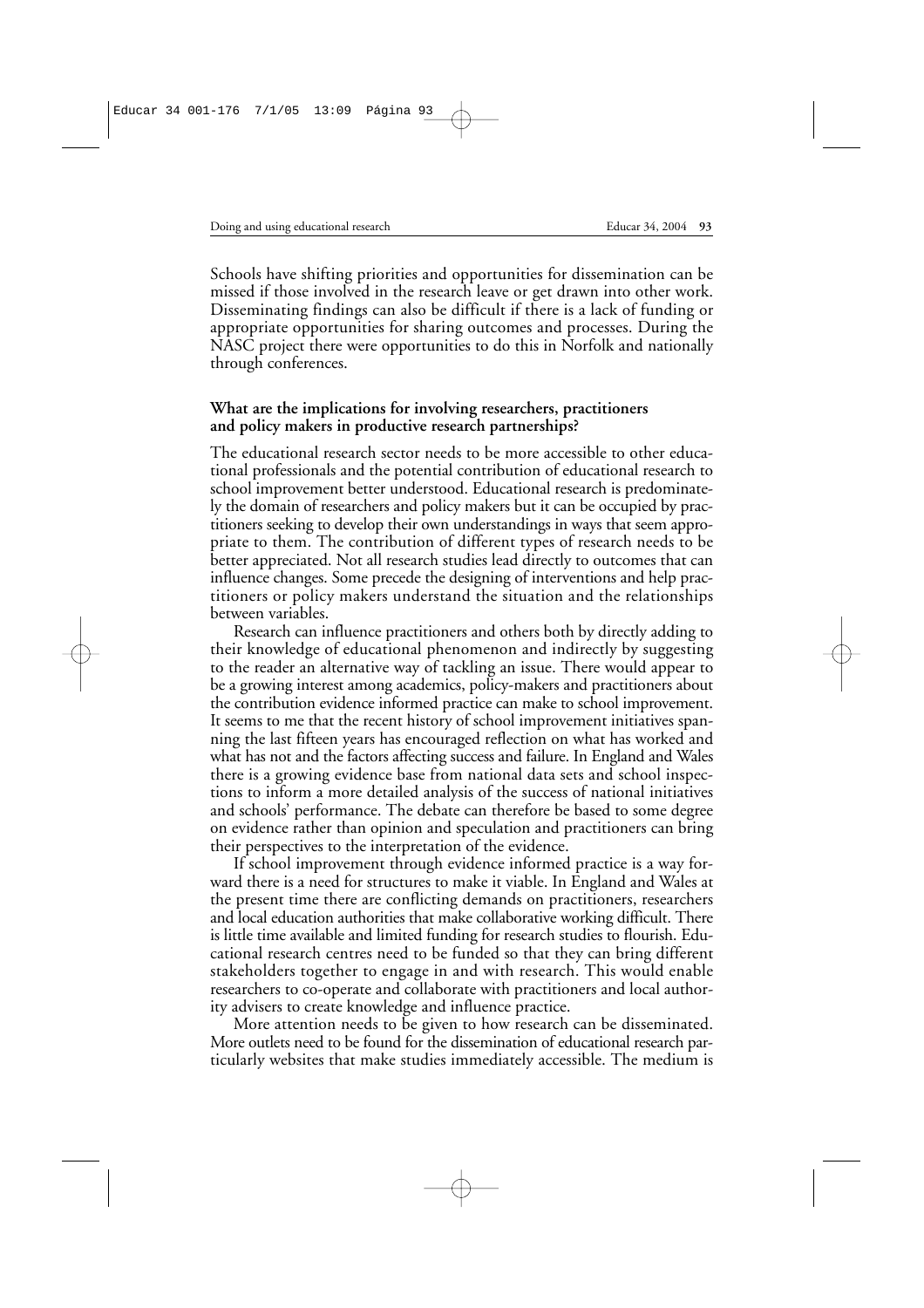Schools have shifting priorities and opportunities for dissemination can be missed if those involved in the research leave or get drawn into other work. Disseminating findings can also be difficult if there is a lack of funding or appropriate opportunities for sharing outcomes and processes. During the NASC project there were opportunities to do this in Norfolk and nationally through conferences.

### What are the implications for involving researchers, practitioners and policy makers in productive research partnerships?

The educational research sector needs to be more accessible to other educational professionals and the potential contribution of educational research to school improvement better understood. Educational research is predominately the domain of researchers and policy makers but it can be occupied by practitioners seeking to develop their own understandings in ways that seem appropriate to them. The contribution of different types of research needs to be better appreciated. Not all research studies lead directly to outcomes that can influence changes. Some precede the designing of interventions and help practitioners or policy makers understand the situation and the relationships between variables.

Research can influence practitioners and others both by directly adding to their knowledge of educational phenomenon and indirectly by suggesting to the reader an alternative way of tackling an issue. There would appear to be a growing interest among academics, policy-makers and practitioners about the contribution evidence informed practice can make to school improvement. It seems to me that the recent history of school improvement initiatives spanning the last fifteen years has encouraged reflection on what has worked and what has not and the factors affecting success and failure. In England and Wales there is a growing evidence base from national data sets and school inspections to inform a more detailed analysis of the success of national initiatives and schools' performance. The debate can therefore be based to some degree on evidence rather than opinion and speculation and practitioners can bring their perspectives to the interpretation of the evidence.

If school improvement through evidence informed practice is a way forward there is a need for structures to make it viable. In England and Wales at the present time there are conflicting demands on practitioners, researchers and local education authorities that make collaborative working difficult. There is little time available and limited funding for research studies to flourish. Educational research centres need to be funded so that they can bring different stakeholders together to engage in and with research. This would enable researchers to co-operate and collaborate with practitioners and local authority advisers to create knowledge and influence practice.

More attention needs to be given to how research can be disseminated. More outlets need to be found for the dissemination of educational research particularly websites that make studies immediately accessible. The medium is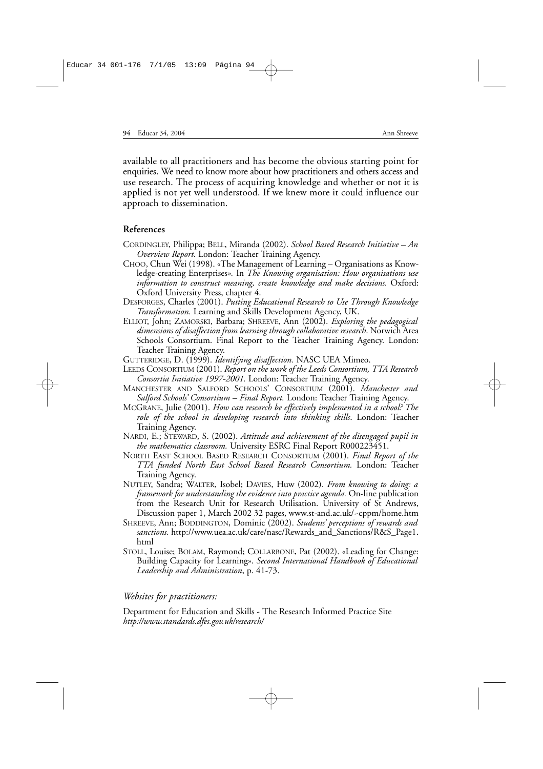available to all practitioners and has become the obvious starting point for enquiries. We need to know more about how practitioners and others access and use research. The process of acquiring knowledge and whether or not it is applied is not yet well understood. If we knew more it could influence our approach to dissemination.

## References

CORDINGLEY, Philippa; BELL, Miranda (2002). *School Based Research Initiative – An Overview Report*. London: Teacher Training Agency.

CHOO, Chun Wei (1998). «The Management of Learning – Organisations as Knowledge-creating Enterprises». In *The Knowing organisation: How organisations use information to construct meaning, create knowledge and make decisions.* Oxford: Oxford University Press, chapter 4.

DESFORGES, Charles (2001). *Putting Educational Research to Use Through Knowledge Transformation.* Learning and Skills Development Agency, UK.

ELLIOT, John; ZAMORSKI, Barbara; SHREEVE, Ann (2002). *Exploring the pedagogical dimensions of disaffection from learning through collaborative research*. Norwich Area Schools Consortium. Final Report to the Teacher Training Agency. London: Teacher Training Agency.

GUTTERIDGE, D. (1999). *Identifying disaffection.* NASC UEA Mimeo.

LEEDS CONSORTIUM (2001). *Report on the work of the Leeds Consortium, TTA Research Consortia Initiative 1997-2001.* London: Teacher Training Agency.

MANCHESTER AND SALFORD SCHOOLS' CONSORTIUM (2001). *Manchester and Salford Schools' Consortium – Final Report.* London: Teacher Training Agency.

MCGRANE, Julie (2001). *How can research be effectively implemented in a school? The role of the school in developing research into thinking skills*. London: Teacher Training Agency.

NARDI, E.; STEWARD, S. (2002). *Attitude and achievement of the disengaged pupil in the mathematics classroom.* University ESRC Final Report R000223451.

NORTH EAST SCHOOL BASED RESEARCH CONSORTIUM (2001). *Final Report of the TTA funded North East School Based Research Consortium.* London: Teacher Training Agency.

NUTLEY, Sandra; WALTER, Isobel; DAVIES, Huw (2002). *From knowing to doing: a framework for understanding the evidence into practice agenda.* On-line publication from the Research Unit for Research Utilisation. University of St Andrews, Discussion paper 1, March 2002 32 pages, www.st-and.ac.uk/~cppm/home.htm

SHREEVE, Ann; BODDINGTON, Dominic (2002). *Students' perceptions of rewards and sanctions.* http://www.uea.ac.uk/care/nasc/Rewards_and_Sanctions/R&S_Page1.html

STOLL, Louise; BOLAM, Raymond; COLLARBONE, Pat (2002). «Leading for Change: Building Capacity for Learning». *Second International Handbook of Educational Leadership and Administration*, p. 41-73.

*Websites for practitioners:*

Department for Education and Skills - The Research Informed Practice Site
*http://www.standards.dfes.gov.uk/research/*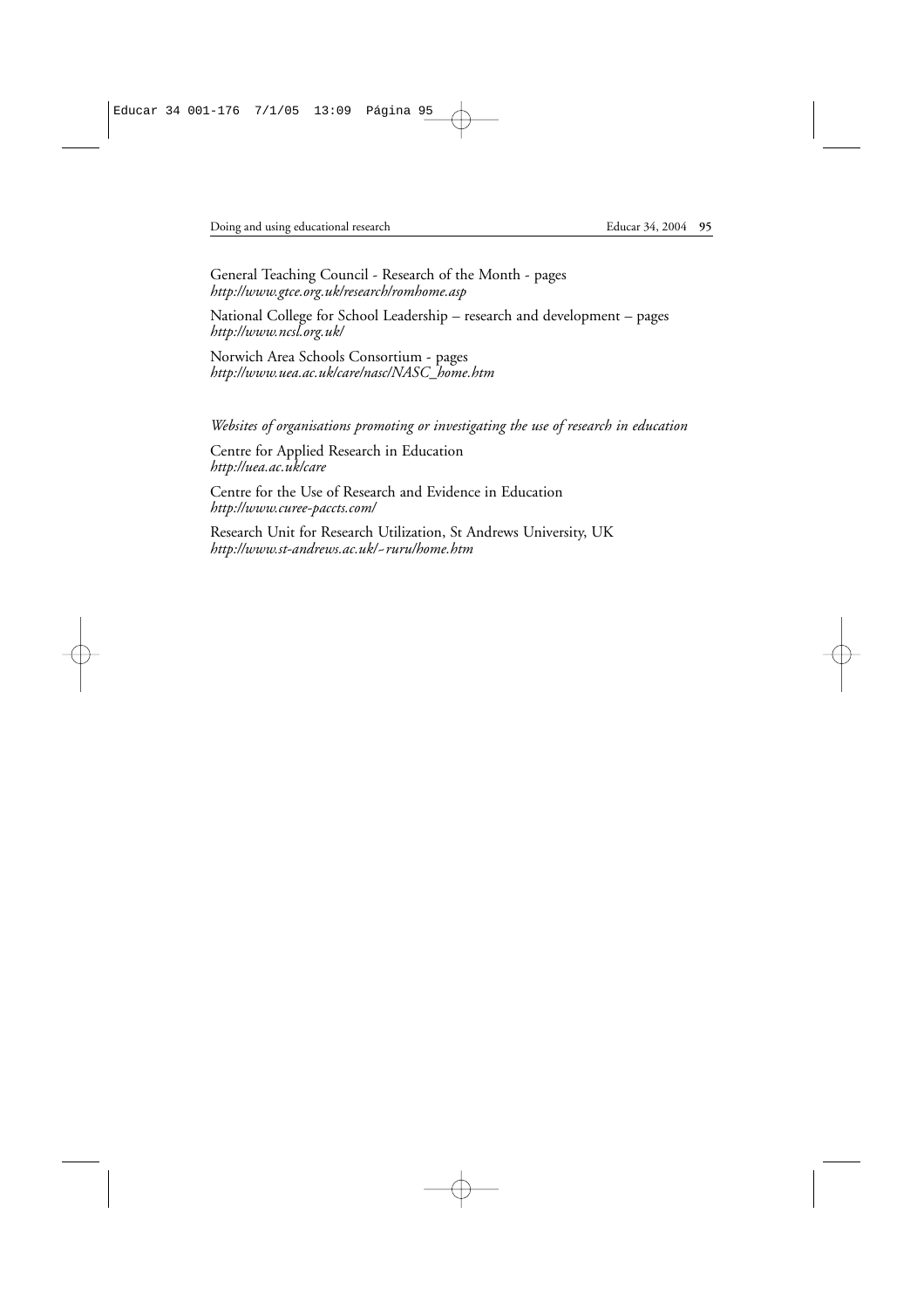General Teaching Council - Research of the Month - pages
*http://www.gtce.org.uk/research/romhome.asp*

National College for School Leadership – research and development – pages
*http://www.ncsl.org.uk/*

Norwich Area Schools Consortium - pages
*http://www.uea.ac.uk/care/nasc/NASC_home.htm*

*Websites of organisations promoting or investigating the use of research in education*

Centre for Applied Research in Education
*http://uea.ac.uk/care*

Centre for the Use of Research and Evidence in Education
*http://www.curee-paccts.com/*

Research Unit for Research Utilization, St Andrews University, UK
*http://www.st-andrews.ac.uk/~ruru/home.htm*